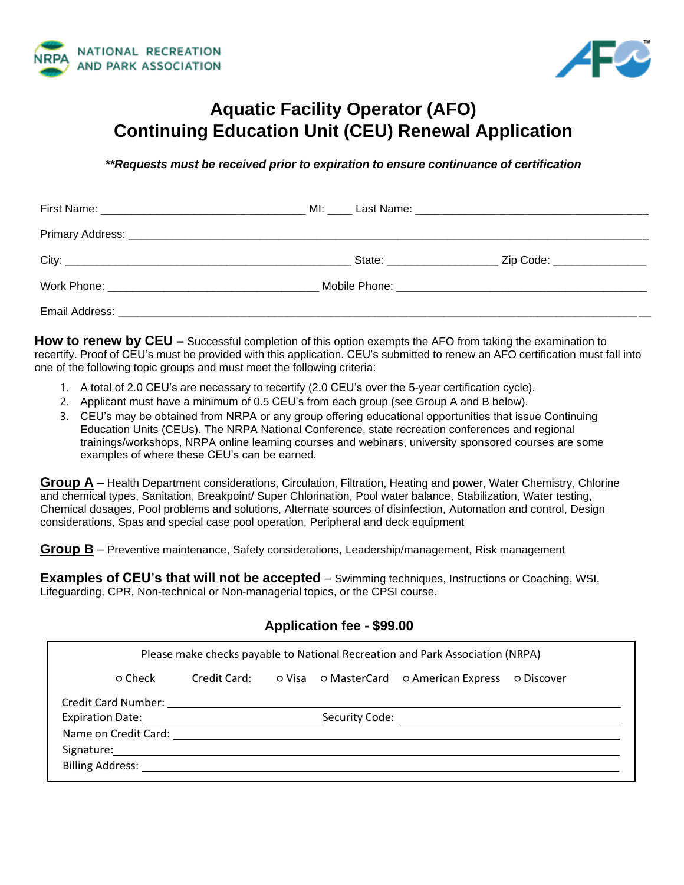NATIONAL RECREATION AND PARK ASSOCIATION

# Aquatic Facility Operator (AFO)
# Continuing Education Unit (CEU) Renewal Application

***Requests must be received prior to expiration to ensure continuance of certification***

First Name: _______________________________ MI: ____ Last Name: ___________________________________

Primary Address: ________________________________________________________________________________

City: ____________________________________________ State: _________________ Zip Code: ______________

Work Phone: _________________________________ Mobile Phone: ________________________________________

Email Address: ___________________________________________________________________________________

**How to renew by CEU –** Successful completion of this option exempts the AFO from taking the examination to recertify. Proof of CEU's must be provided with this application. CEU's submitted to renew an AFO certification must fall into one of the following topic groups and must meet the following criteria:

1. A total of 2.0 CEU's are necessary to recertify (2.0 CEU's over the 5-year certification cycle).
2. Applicant must have a minimum of 0.5 CEU's from each group (see Group A and B below).
3. CEU's may be obtained from NRPA or any group offering educational opportunities that issue Continuing Education Units (CEUs). The NRPA National Conference, state recreation conferences and regional trainings/workshops, NRPA online learning courses and webinars, university sponsored courses are some examples of where these CEU's can be earned.

**Group A** – Health Department considerations, Circulation, Filtration, Heating and power, Water Chemistry, Chlorine and chemical types, Sanitation, Breakpoint/ Super Chlorination, Pool water balance, Stabilization, Water testing, Chemical dosages, Pool problems and solutions, Alternate sources of disinfection, Automation and control, Design considerations, Spas and special case pool operation, Peripheral and deck equipment

**Group B** – Preventive maintenance, Safety considerations, Leadership/management, Risk management

**Examples of CEU's that will not be accepted** – Swimming techniques, Instructions or Coaching, WSI, Lifeguarding, CPR, Non-technical or Non-managerial topics, or the CPSI course.

## Application fee - $99.00

Please make checks payable to National Recreation and Park Association (NRPA)

○ Check    Credit Card:    ○ Visa    ○ MasterCard    ○ American Express    ○ Discover

Credit Card Number: ______________________________________________

Expiration Date: ______________________ Security Code: ______________________

Name on Credit Card: ______________________________________________

Signature: ______________________________________________

Billing Address: ______________________________________________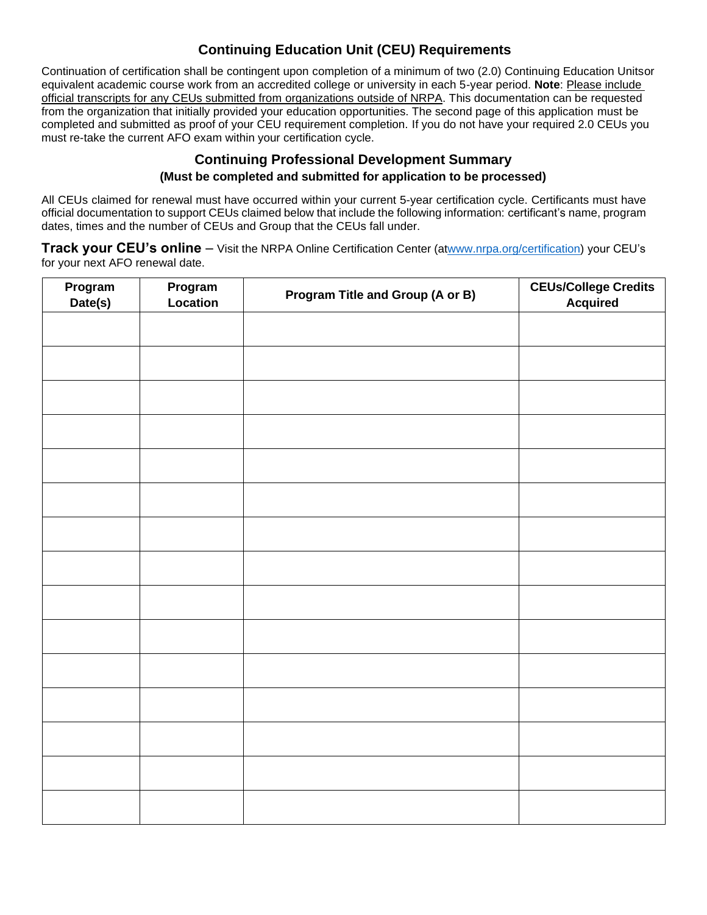## Continuing Education Unit (CEU) Requirements

Continuation of certification shall be contingent upon completion of a minimum of two (2.0) Continuing Education Unitsor equivalent academic course work from an accredited college or university in each 5-year period. **Note**: Please include official transcripts for any CEUs submitted from organizations outside of NRPA. This documentation can be requested from the organization that initially provided your education opportunities. The second page of this application must be completed and submitted as proof of your CEU requirement completion. If you do not have your required 2.0 CEUs you must re-take the current AFO exam within your certification cycle.

## Continuing Professional Development Summary

### (Must be completed and submitted for application to be processed)

All CEUs claimed for renewal must have occurred within your current 5-year certification cycle. Certificants must have official documentation to support CEUs claimed below that include the following information: certificant's name, program dates, times and the number of CEUs and Group that the CEUs fall under.

**Track your CEU's online** – Visit the NRPA Online Certification Center (atwww.nrpa.org/certification) your CEU's for your next AFO renewal date.

| Program Date(s) | Program Location | Program Title and Group (A or B) | CEUs/College Credits Acquired |
|---|---|---|---|
| | | | |
| | | | |
| | | | |
| | | | |
| | | | |
| | | | |
| | | | |
| | | | |
| | | | |
| | | | |
| | | | |
| | | | |
| | | | |
| | | | |
| | | | |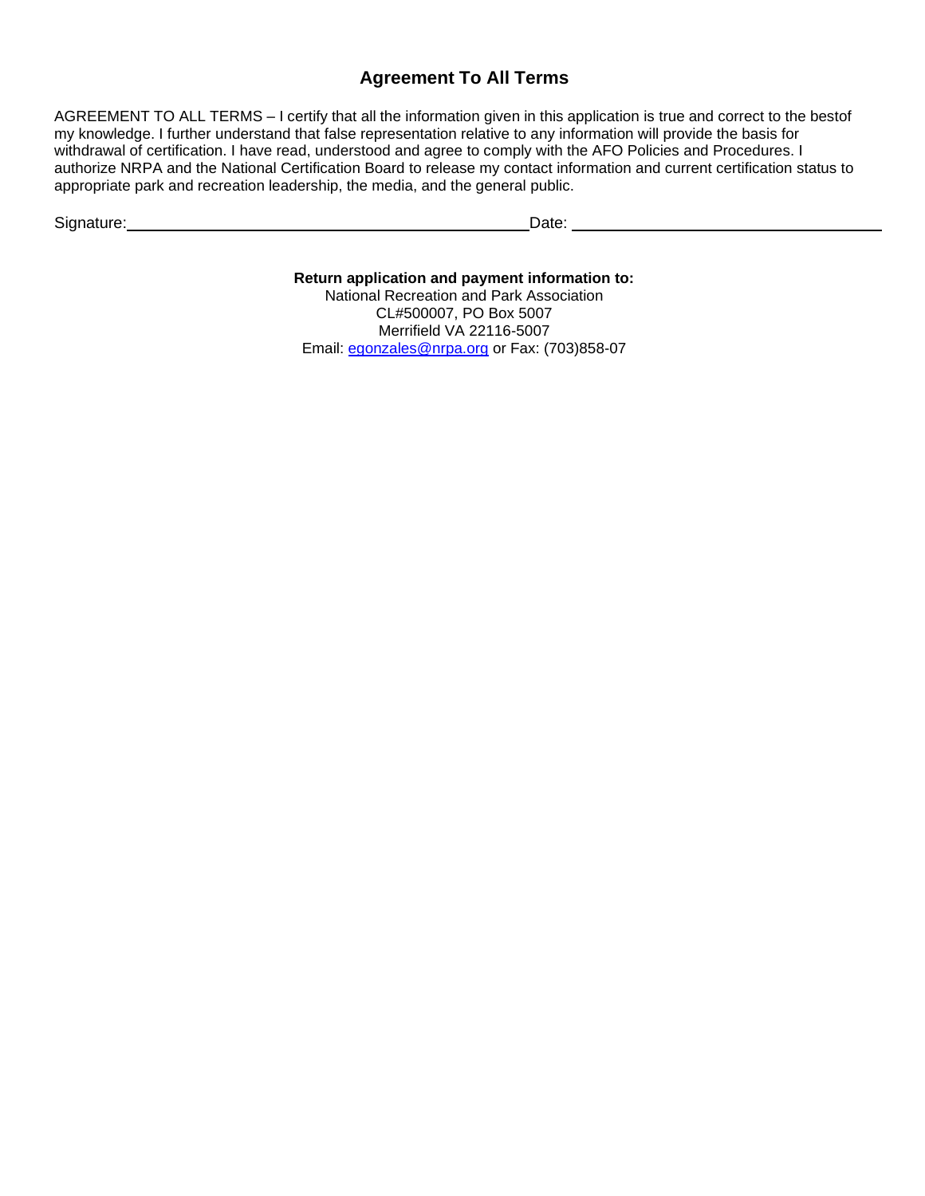## Agreement To All Terms

AGREEMENT TO ALL TERMS – I certify that all the information given in this application is true and correct to the bestof my knowledge. I further understand that false representation relative to any information will provide the basis for withdrawal of certification. I have read, understood and agree to comply with the AFO Policies and Procedures. I authorize NRPA and the National Certification Board to release my contact information and current certification status to appropriate park and recreation leadership, the media, and the general public.

Signature:\_\_\_\_\_\_\_\_\_\_\_\_\_\_\_\_\_\_\_\_\_\_\_\_\_\_\_\_\_\_\_\_\_\_\_\_\_\_\_\_\_\_\_\_ Date: \_\_\_\_\_\_\_\_\_\_\_\_\_\_\_\_\_\_\_\_\_\_\_\_\_\_\_\_\_\_\_\_\_\_\_

**Return application and payment information to:**
National Recreation and Park Association
CL#500007, PO Box 5007
Merrifield VA 22116-5007
Email: egonzales@nrpa.org or Fax: (703)858-07